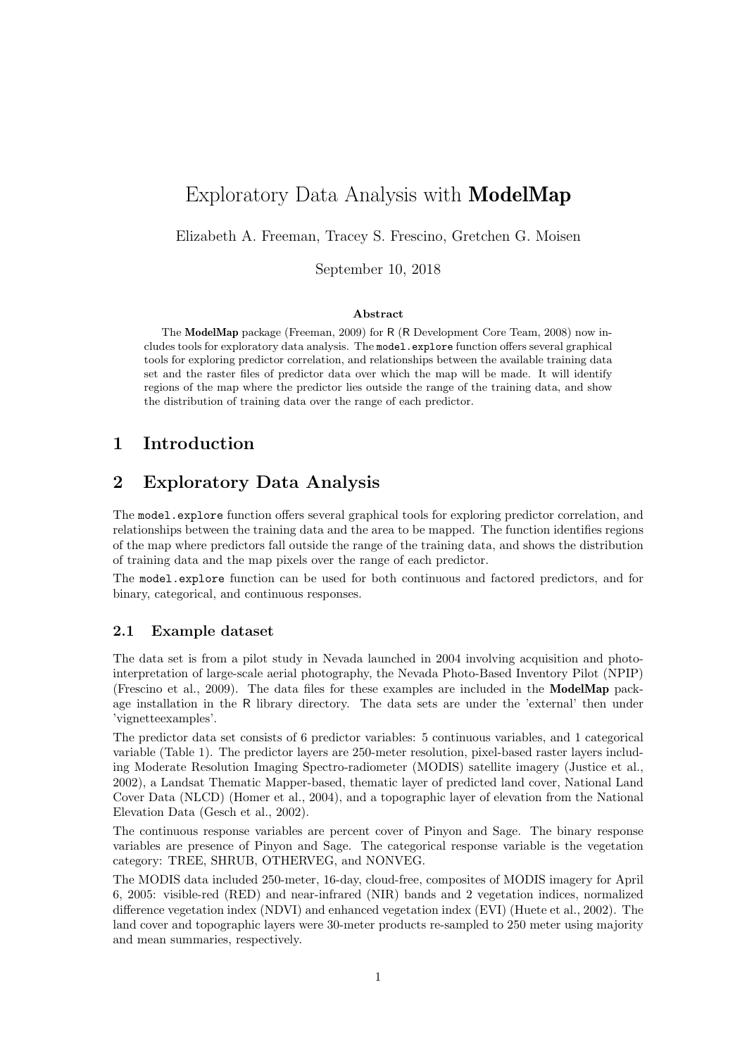# Exploratory Data Analysis with **ModelMap**

Elizabeth A. Freeman, Tracey S. Frescino, Gretchen G. Moisen

September 10, 2018

**Abstract**

The **ModelMap** package (Freeman, 2009) for R (R Development Core Team, 2008) now includes tools for exploratory data analysis. The `model.explore` function offers several graphical tools for exploring predictor correlation, and relationships between the available training data set and the raster files of predictor data over which the map will be made. It will identify regions of the map where the predictor lies outside the range of the training data, and show the distribution of training data over the range of each predictor.

## 1 Introduction

## 2 Exploratory Data Analysis

The `model.explore` function offers several graphical tools for exploring predictor correlation, and relationships between the training data and the area to be mapped. The function identifies regions of the map where predictors fall outside the range of the training data, and shows the distribution of training data and the map pixels over the range of each predictor.

The `model.explore` function can be used for both continuous and factored predictors, and for binary, categorical, and continuous responses.

### 2.1 Example dataset

The data set is from a pilot study in Nevada launched in 2004 involving acquisition and photo-interpretation of large-scale aerial photography, the Nevada Photo-Based Inventory Pilot (NPIP) (Frescino et al., 2009). The data files for these examples are included in the **ModelMap** package installation in the R library directory. The data sets are under the 'external' then under 'vignetteexamples'.

The predictor data set consists of 6 predictor variables: 5 continuous variables, and 1 categorical variable (Table 1). The predictor layers are 250-meter resolution, pixel-based raster layers including Moderate Resolution Imaging Spectro-radiometer (MODIS) satellite imagery (Justice et al., 2002), a Landsat Thematic Mapper-based, thematic layer of predicted land cover, National Land Cover Data (NLCD) (Homer et al., 2004), and a topographic layer of elevation from the National Elevation Data (Gesch et al., 2002).

The continuous response variables are percent cover of Pinyon and Sage. The binary response variables are presence of Pinyon and Sage. The categorical response variable is the vegetation category: TREE, SHRUB, OTHERVEG, and NONVEG.

The MODIS data included 250-meter, 16-day, cloud-free, composites of MODIS imagery for April 6, 2005: visible-red (RED) and near-infrared (NIR) bands and 2 vegetation indices, normalized difference vegetation index (NDVI) and enhanced vegetation index (EVI) (Huete et al., 2002). The land cover and topographic layers were 30-meter products re-sampled to 250 meter using majority and mean summaries, respectively.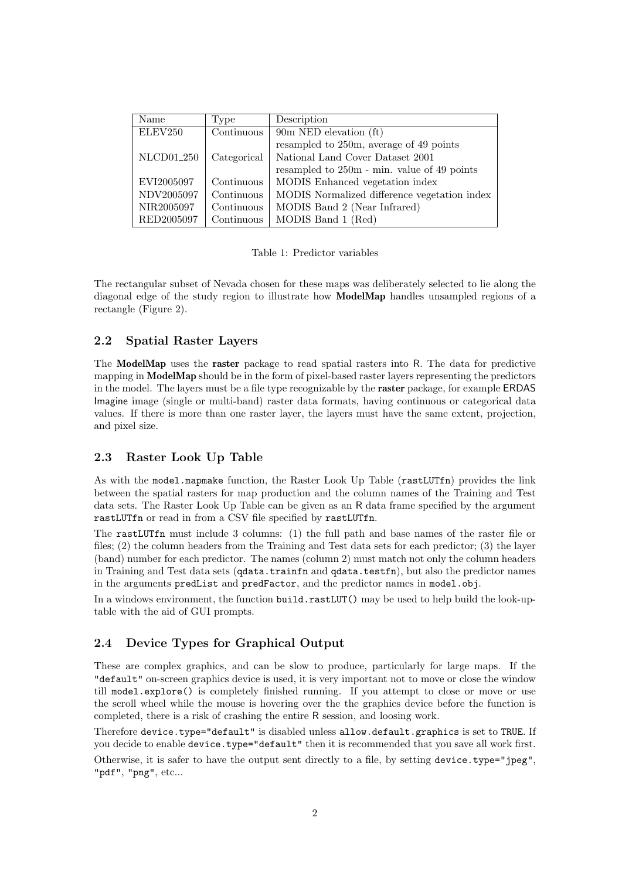| Name | Type | Description |
|---|---|---|
| ELEV250 | Continuous | 90m NED elevation (ft) |
| | | resampled to 250m, average of 49 points |
| NLCD01_250 | Categorical | National Land Cover Dataset 2001 |
| | | resampled to 250m - min. value of 49 points |
| EVI2005097 | Continuous | MODIS Enhanced vegetation index |
| NDV2005097 | Continuous | MODIS Normalized difference vegetation index |
| NIR2005097 | Continuous | MODIS Band 2 (Near Infrared) |
| RED2005097 | Continuous | MODIS Band 1 (Red) |

Table 1: Predictor variables

The rectangular subset of Nevada chosen for these maps was deliberately selected to lie along the diagonal edge of the study region to illustrate how **ModelMap** handles unsampled regions of a rectangle (Figure 2).

### 2.2 Spatial Raster Layers

The **ModelMap** uses the **raster** package to read spatial rasters into R. The data for predictive mapping in **ModelMap** should be in the form of pixel-based raster layers representing the predictors in the model. The layers must be a file type recognizable by the **raster** package, for example ERDAS Imagine image (single or multi-band) raster data formats, having continuous or categorical data values. If there is more than one raster layer, the layers must have the same extent, projection, and pixel size.

### 2.3 Raster Look Up Table

As with the `model.mapmake` function, the Raster Look Up Table (`rastLUTfn`) provides the link between the spatial rasters for map production and the column names of the Training and Test data sets. The Raster Look Up Table can be given as an R data frame specified by the argument `rastLUTfn` or read in from a CSV file specified by `rastLUTfn`.

The `rastLUTfn` must include 3 columns: (1) the full path and base names of the raster file or files; (2) the column headers from the Training and Test data sets for each predictor; (3) the layer (band) number for each predictor. The names (column 2) must match not only the column headers in Training and Test data sets (`qdata.trainfn` and `qdata.testfn`), but also the predictor names in the arguments `predList` and `predFactor`, and the predictor names in `model.obj`.

In a windows environment, the function `build.rastLUT()` may be used to help build the look-up-table with the aid of GUI prompts.

### 2.4 Device Types for Graphical Output

These are complex graphics, and can be slow to produce, particularly for large maps. If the `"default"` on-screen graphics device is used, it is very important not to move or close the window till `model.explore()` is completely finished running. If you attempt to close or move or use the scroll wheel while the mouse is hovering over the the graphics device before the function is completed, there is a risk of crashing the entire R session, and loosing work.

Therefore `device.type="default"` is disabled unless `allow.default.graphics` is set to `TRUE`. If you decide to enable `device.type="default"` then it is recommended that you save all work first.

Otherwise, it is safer to have the output sent directly to a file, by setting `device.type="jpeg"`, `"pdf"`, `"png"`, etc...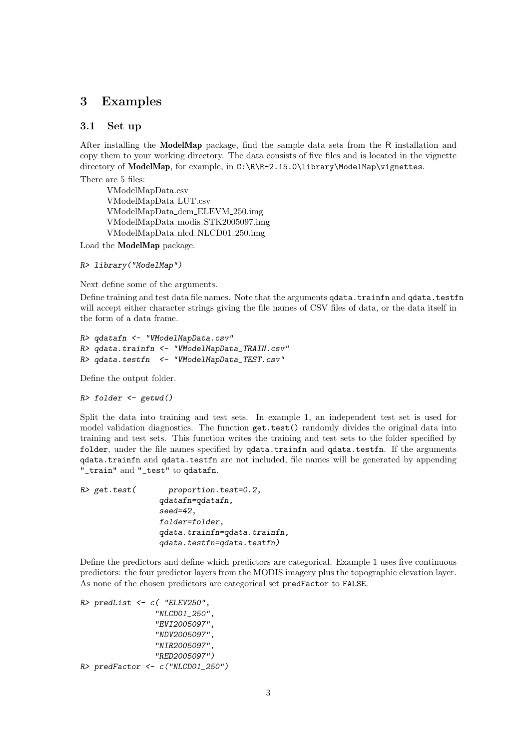## 3 Examples

### 3.1 Set up

After installing the **ModelMap** package, find the sample data sets from the R installation and copy them to your working directory. The data consists of five files and is located in the vignette directory of **ModelMap**, for example, in `C:\R\R-2.15.0\library\ModelMap\vignettes`.

There are 5 files:

VModelMapData.csv
VModelMapData_LUT.csv
VModelMapData_dem_ELEVM_250.img
VModelMapData_modis_STK2005097.img
VModelMapData_nlcd_NLCD01_250.img

Load the **ModelMap** package.

```
R> library("ModelMap")
```

Next define some of the arguments.

Define training and test data file names. Note that the arguments `qdata.trainfn` and `qdata.testfn` will accept either character strings giving the file names of CSV files of data, or the data itself in the form of a data frame.

```
R> qdatafn <- "VModelMapData.csv"
R> qdata.trainfn <- "VModelMapData_TRAIN.csv"
R> qdata.testfn  <- "VModelMapData_TEST.csv"
```

Define the output folder.

```
R> folder <- getwd()
```

Split the data into training and test sets. In example 1, an independent test set is used for model validation diagnostics. The function `get.test()` randomly divides the original data into training and test sets. This function writes the training and test sets to the folder specified by `folder`, under the file names specified by `qdata.trainfn` and `qdata.testfn`. If the arguments `qdata.trainfn` and `qdata.testfn` are not included, file names will be generated by appending `"_train"` and `"_test"` to `qdatafn`.

```
R> get.test(       proportion.test=0.2,
                qdatafn=qdatafn,
                seed=42,
                folder=folder,
                qdata.trainfn=qdata.trainfn,
                qdata.testfn=qdata.testfn)
```

Define the predictors and define which predictors are categorical. Example 1 uses five continuous predictors: the four predictor layers from the MODIS imagery plus the topographic elevation layer. As none of the chosen predictors are categorical set `predFactor` to `FALSE`.

```
R> predList <- c( "ELEV250",
                "NLCD01_250",
                "EVI2005097",
                "NDV2005097",
                "NIR2005097",
                "RED2005097")
R> predFactor <- c("NLCD01_250")
```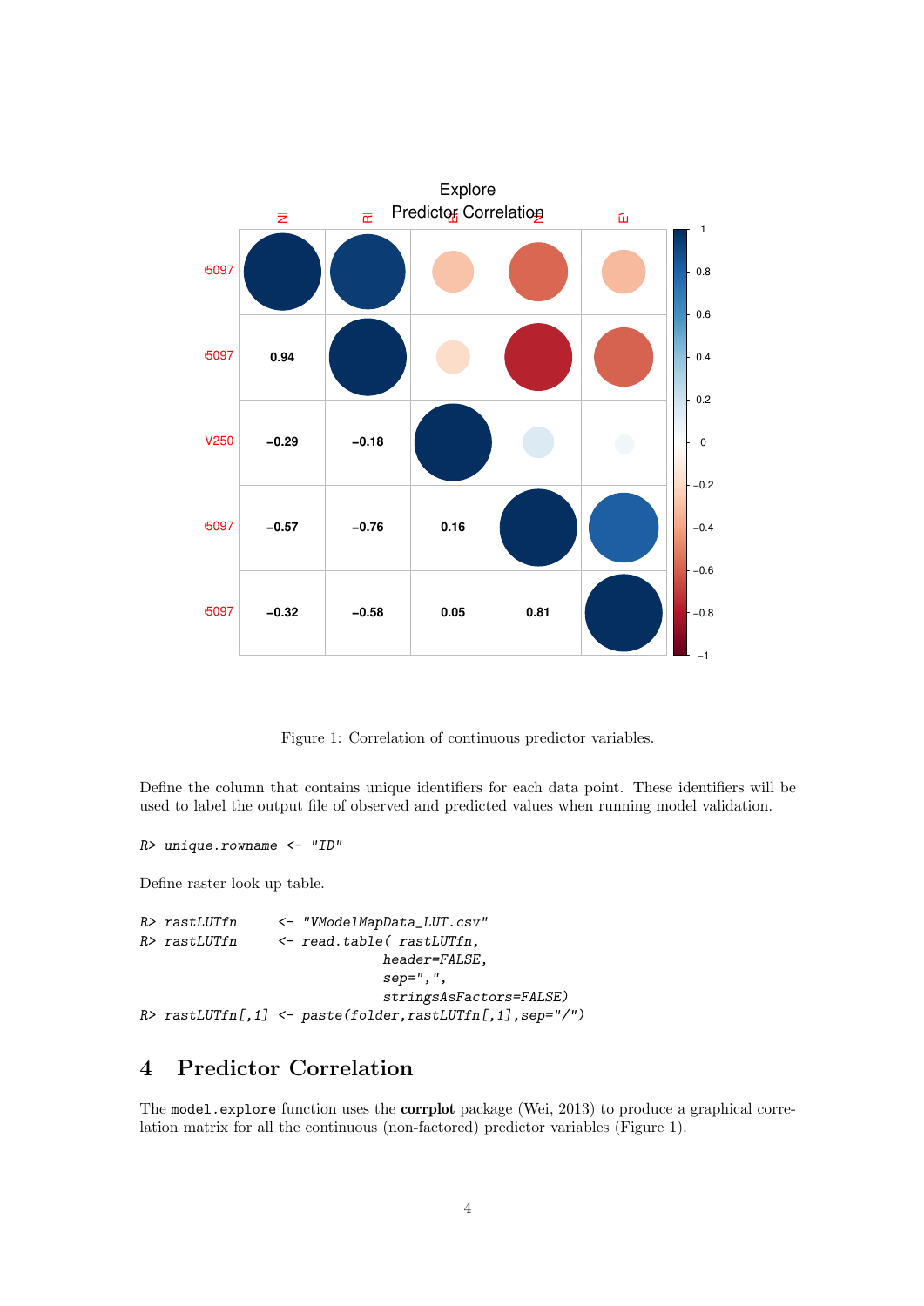Figure 1: Correlation of continuous predictor variables.

Define the column that contains unique identifiers for each data point. These identifiers will be used to label the output file of observed and predicted values when running model validation.

```
R> unique.rowname <- "ID"
```

Define raster look up table.

```
R> rastLUTfn     <- "VModelMapData_LUT.csv"
R> rastLUTfn     <- read.table( rastLUTfn,
                               header=FALSE,
                               sep=",",
                               stringsAsFactors=FALSE)
R> rastLUTfn[,1] <- paste(folder,rastLUTfn[,1],sep="/")
```

## 4 Predictor Correlation

The `model.explore` function uses the **corrplot** package (Wei, 2013) to produce a graphical correlation matrix for all the continuous (non-factored) predictor variables (Figure 1).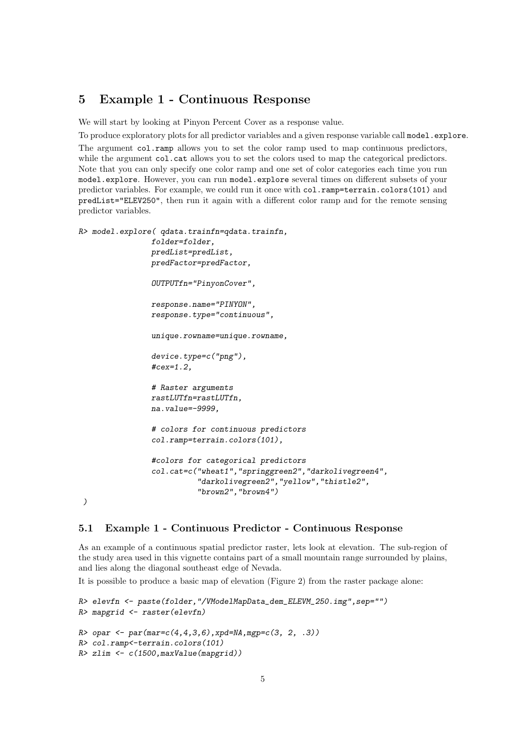## 5 Example 1 - Continuous Response

We will start by looking at Pinyon Percent Cover as a response value.

To produce exploratory plots for all predictor variables and a given response variable call `model.explore`.

The argument `col.ramp` allows you to set the color ramp used to map continuous predictors, while the argument `col.cat` allows you to set the colors used to map the categorical predictors. Note that you can only specify one color ramp and one set of color categories each time you run `model.explore`. However, you can run `model.explore` several times on different subsets of your predictor variables. For example, we could run it once with `col.ramp=terrain.colors(101)` and `predList="ELEV250"`, then run it again with a different color ramp and for the remote sensing predictor variables.

```
R> model.explore( qdata.trainfn=qdata.trainfn,
               folder=folder,
               predList=predList,
               predFactor=predFactor,

               OUTPUTfn="PinyonCover",

               response.name="PINYON",
               response.type="continuous",

               unique.rowname=unique.rowname,

               device.type=c("png"),
               #cex=1.2,

               # Raster arguments
               rastLUTfn=rastLUTfn,
               na.value=-9999,

               # colors for continuous predictors
               col.ramp=terrain.colors(101),

               #colors for categorical predictors
               col.cat=c("wheat1","springgreen2","darkolivegreen4",
                         "darkolivegreen2","yellow","thistle2",
                         "brown2","brown4")
 )
```

### 5.1 Example 1 - Continuous Predictor - Continuous Response

As an example of a continuous spatial predictor raster, lets look at elevation. The sub-region of the study area used in this vignette contains part of a small mountain range surrounded by plains, and lies along the diagonal southeast edge of Nevada.

It is possible to produce a basic map of elevation (Figure 2) from the raster package alone:

```
R> elevfn <- paste(folder,"/VModelMapData_dem_ELEVM_250.img",sep="")
R> mapgrid <- raster(elevfn)

R> opar <- par(mar=c(4,4,3,6),xpd=NA,mgp=c(3, 2, .3))
R> col.ramp<-terrain.colors(101)
R> zlim <- c(1500,maxValue(mapgrid))
```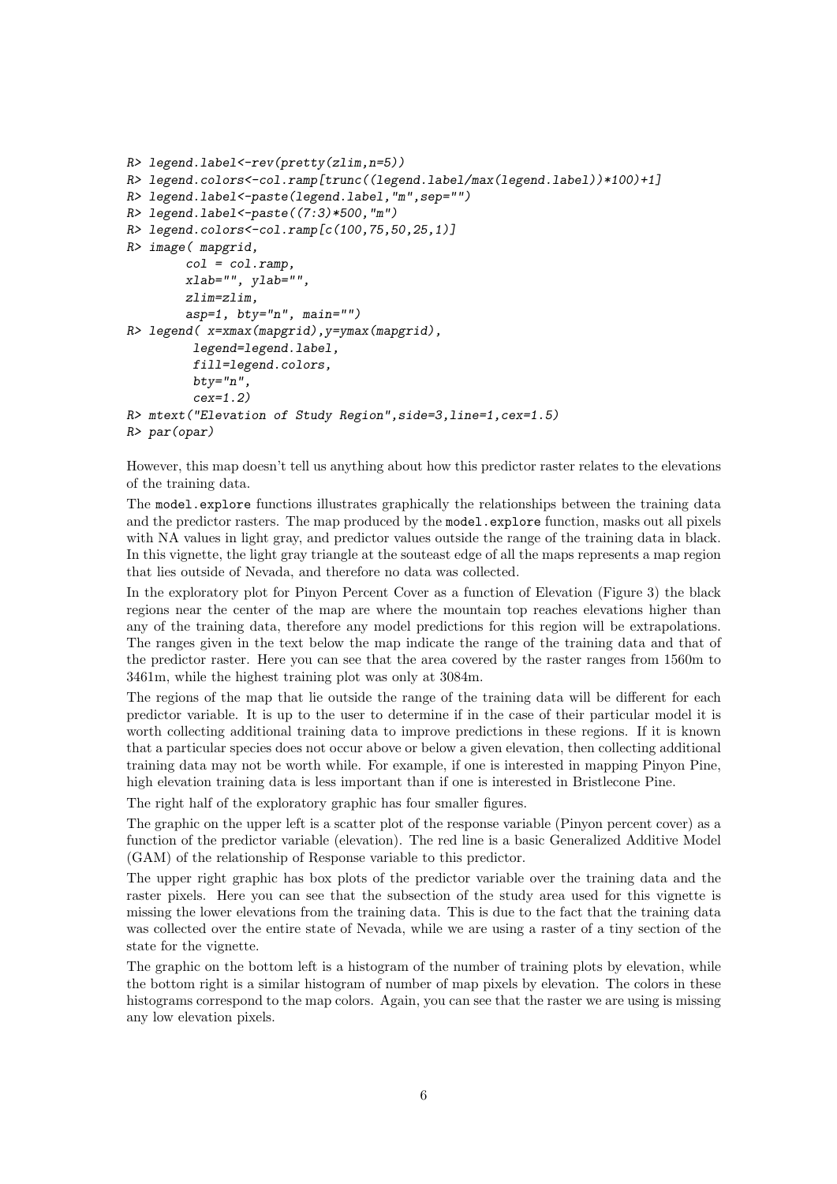```
R> legend.label<-rev(pretty(zlim,n=5))
R> legend.colors<-col.ramp[trunc((legend.label/max(legend.label))*100)+1]
R> legend.label<-paste(legend.label,"m",sep="")
R> legend.label<-paste((7:3)*500,"m")
R> legend.colors<-col.ramp[c(100,75,50,25,1)]
R> image( mapgrid,
        col = col.ramp,
        xlab="", ylab="",
        zlim=zlim,
        asp=1, bty="n", main="")
R> legend( x=xmax(mapgrid),y=ymax(mapgrid),
         legend=legend.label,
         fill=legend.colors,
         bty="n",
         cex=1.2)
R> mtext("Elevation of Study Region",side=3,line=1,cex=1.5)
R> par(opar)
```

However, this map doesn't tell us anything about how this predictor raster relates to the elevations of the training data.

The `model.explore` functions illustrates graphically the relationships between the training data and the predictor rasters. The map produced by the `model.explore` function, masks out all pixels with NA values in light gray, and predictor values outside the range of the training data in black. In this vignette, the light gray triangle at the souteast edge of all the maps represents a map region that lies outside of Nevada, and therefore no data was collected.

In the exploratory plot for Pinyon Percent Cover as a function of Elevation (Figure 3) the black regions near the center of the map are where the mountain top reaches elevations higher than any of the training data, therefore any model predictions for this region will be extrapolations. The ranges given in the text below the map indicate the range of the training data and that of the predictor raster. Here you can see that the area covered by the raster ranges from 1560m to 3461m, while the highest training plot was only at 3084m.

The regions of the map that lie outside the range of the training data will be different for each predictor variable. It is up to the user to determine if in the case of their particular model it is worth collecting additional training data to improve predictions in these regions. If it is known that a particular species does not occur above or below a given elevation, then collecting additional training data may not be worth while. For example, if one is interested in mapping Pinyon Pine, high elevation training data is less important than if one is interested in Bristlecone Pine.

The right half of the exploratory graphic has four smaller figures.

The graphic on the upper left is a scatter plot of the response variable (Pinyon percent cover) as a function of the predictor variable (elevation). The red line is a basic Generalized Additive Model (GAM) of the relationship of Response variable to this predictor.

The upper right graphic has box plots of the predictor variable over the training data and the raster pixels. Here you can see that the subsection of the study area used for this vignette is missing the lower elevations from the training data. This is due to the fact that the training data was collected over the entire state of Nevada, while we are using a raster of a tiny section of the state for the vignette.

The graphic on the bottom left is a histogram of the number of training plots by elevation, while the bottom right is a similar histogram of number of map pixels by elevation. The colors in these histograms correspond to the map colors. Again, you can see that the raster we are using is missing any low elevation pixels.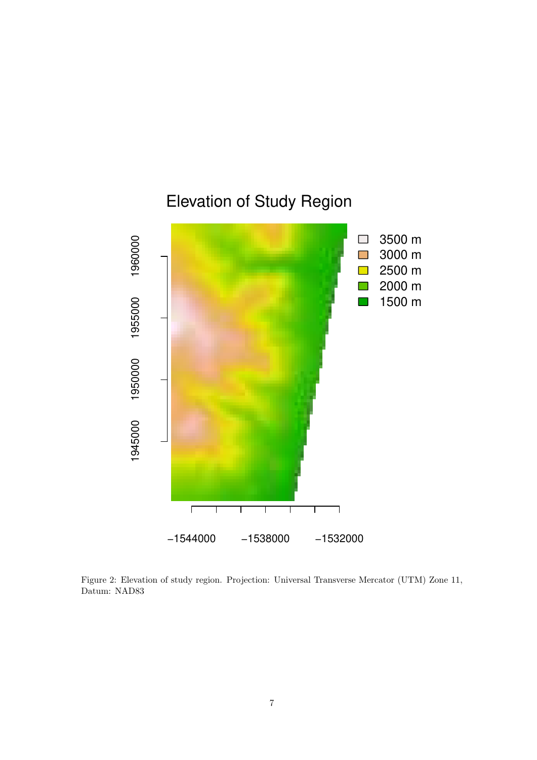Figure 2: Elevation of study region. Projection: Universal Transverse Mercator (UTM) Zone 11, Datum: NAD83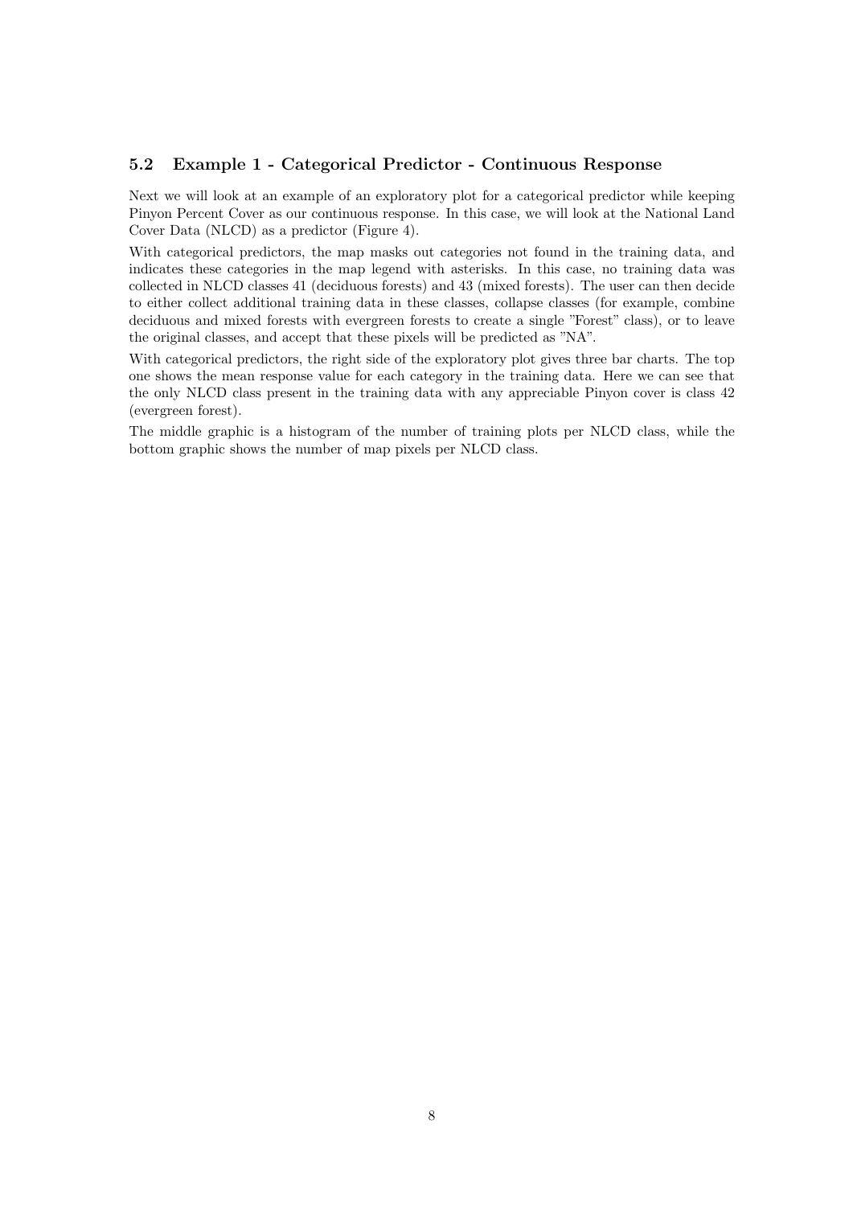### 5.2 Example 1 - Categorical Predictor - Continuous Response

Next we will look at an example of an exploratory plot for a categorical predictor while keeping Pinyon Percent Cover as our continuous response. In this case, we will look at the National Land Cover Data (NLCD) as a predictor (Figure 4).

With categorical predictors, the map masks out categories not found in the training data, and indicates these categories in the map legend with asterisks. In this case, no training data was collected in NLCD classes 41 (deciduous forests) and 43 (mixed forests). The user can then decide to either collect additional training data in these classes, collapse classes (for example, combine deciduous and mixed forests with evergreen forests to create a single "Forest" class), or to leave the original classes, and accept that these pixels will be predicted as "NA".

With categorical predictors, the right side of the exploratory plot gives three bar charts. The top one shows the mean response value for each category in the training data. Here we can see that the only NLCD class present in the training data with any appreciable Pinyon cover is class 42 (evergreen forest).

The middle graphic is a histogram of the number of training plots per NLCD class, while the bottom graphic shows the number of map pixels per NLCD class.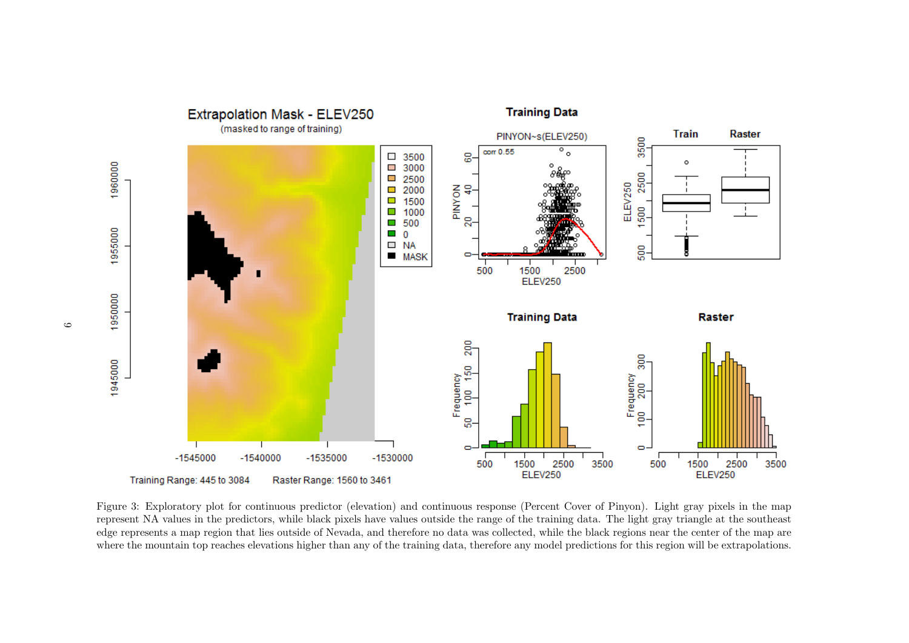Figure 3: Exploratory plot for continuous predictor (elevation) and continuous response (Percent Cover of Pinyon). Light gray pixels in the map represent NA values in the predictors, while black pixels have values outside the range of the training data. The light gray triangle at the southeast edge represents a map region that lies outside of Nevada, and therefore no data was collected, while the black regions near the center of the map are where the mountain top reaches elevations higher than any of the training data, therefore any model predictions for this region will be extrapolations.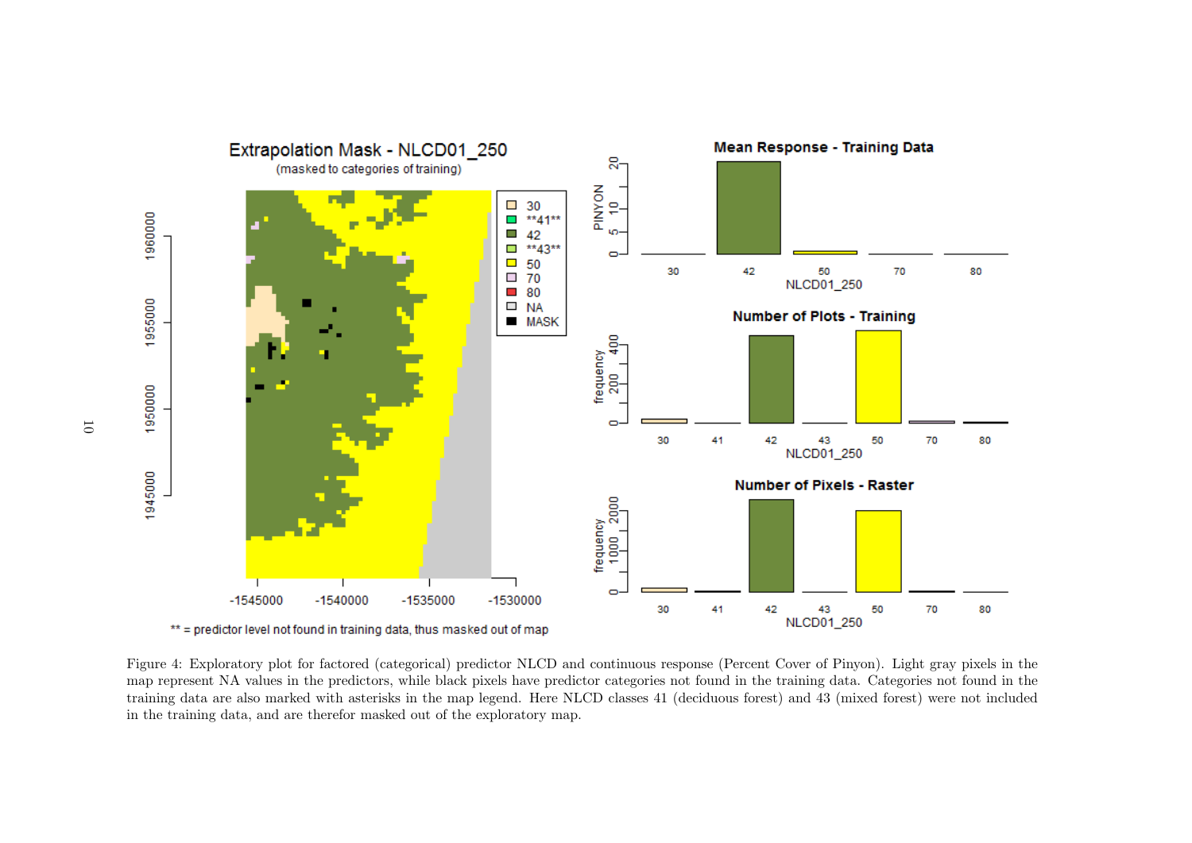Figure 4: Exploratory plot for factored (categorical) predictor NLCD and continuous response (Percent Cover of Pinyon). Light gray pixels in the map represent NA values in the predictors, while black pixels have predictor categories not found in the training data. Categories not found in the training data are also marked with asterisks in the map legend. Here NLCD classes 41 (deciduous forest) and 43 (mixed forest) were not included in the training data, and are therefor masked out of the exploratory map.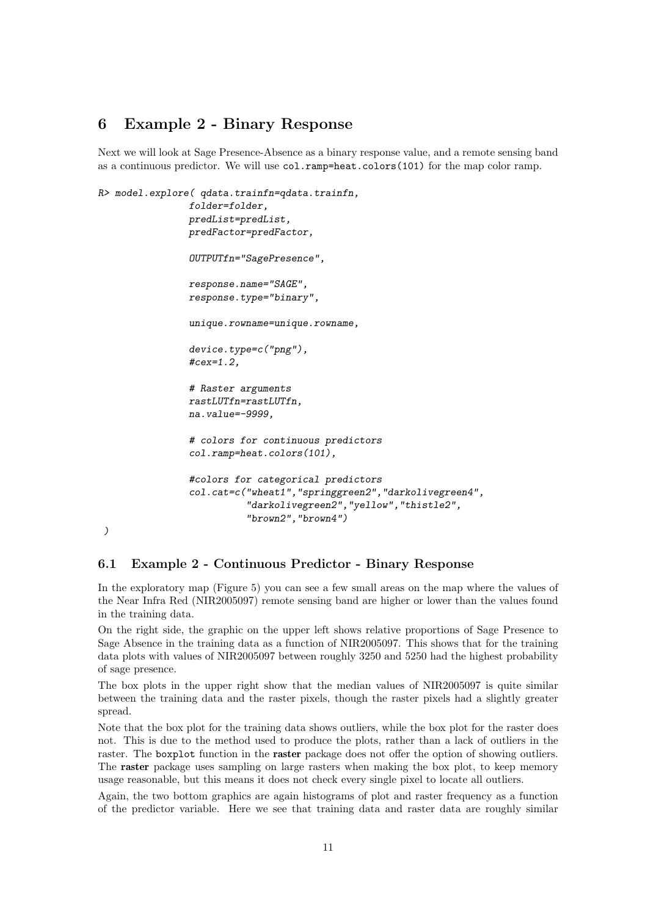# 6 Example 2 - Binary Response

Next we will look at Sage Presence-Absence as a binary response value, and a remote sensing band as a continuous predictor. We will use `col.ramp=heat.colors(101)` for the map color ramp.

```
R> model.explore( qdata.trainfn=qdata.trainfn,
               folder=folder,
               predList=predList,
               predFactor=predFactor,

               OUTPUTfn="SagePresence",

               response.name="SAGE",
               response.type="binary",

               unique.rowname=unique.rowname,

               device.type=c("png"),
               #cex=1.2,

               # Raster arguments
               rastLUTfn=rastLUTfn,
               na.value=-9999,

               # colors for continuous predictors
               col.ramp=heat.colors(101),

               #colors for categorical predictors
               col.cat=c("wheat1","springgreen2","darkolivegreen4",
                         "darkolivegreen2","yellow","thistle2",
                         "brown2","brown4")
)
```

## 6.1 Example 2 - Continuous Predictor - Binary Response

In the exploratory map (Figure 5) you can see a few small areas on the map where the values of the Near Infra Red (NIR2005097) remote sensing band are higher or lower than the values found in the training data.

On the right side, the graphic on the upper left shows relative proportions of Sage Presence to Sage Absence in the training data as a function of NIR2005097. This shows that for the training data plots with values of NIR2005097 between roughly 3250 and 5250 had the highest probability of sage presence.

The box plots in the upper right show that the median values of NIR2005097 is quite similar between the training data and the raster pixels, though the raster pixels had a slightly greater spread.

Note that the box plot for the training data shows outliers, while the box plot for the raster does not. This is due to the method used to produce the plots, rather than a lack of outliers in the raster. The `boxplot` function in the **raster** package does not offer the option of showing outliers. The **raster** package uses sampling on large rasters when making the box plot, to keep memory usage reasonable, but this means it does not check every single pixel to locate all outliers.

Again, the two bottom graphics are again histograms of plot and raster frequency as a function of the predictor variable. Here we see that training data and raster data are roughly similar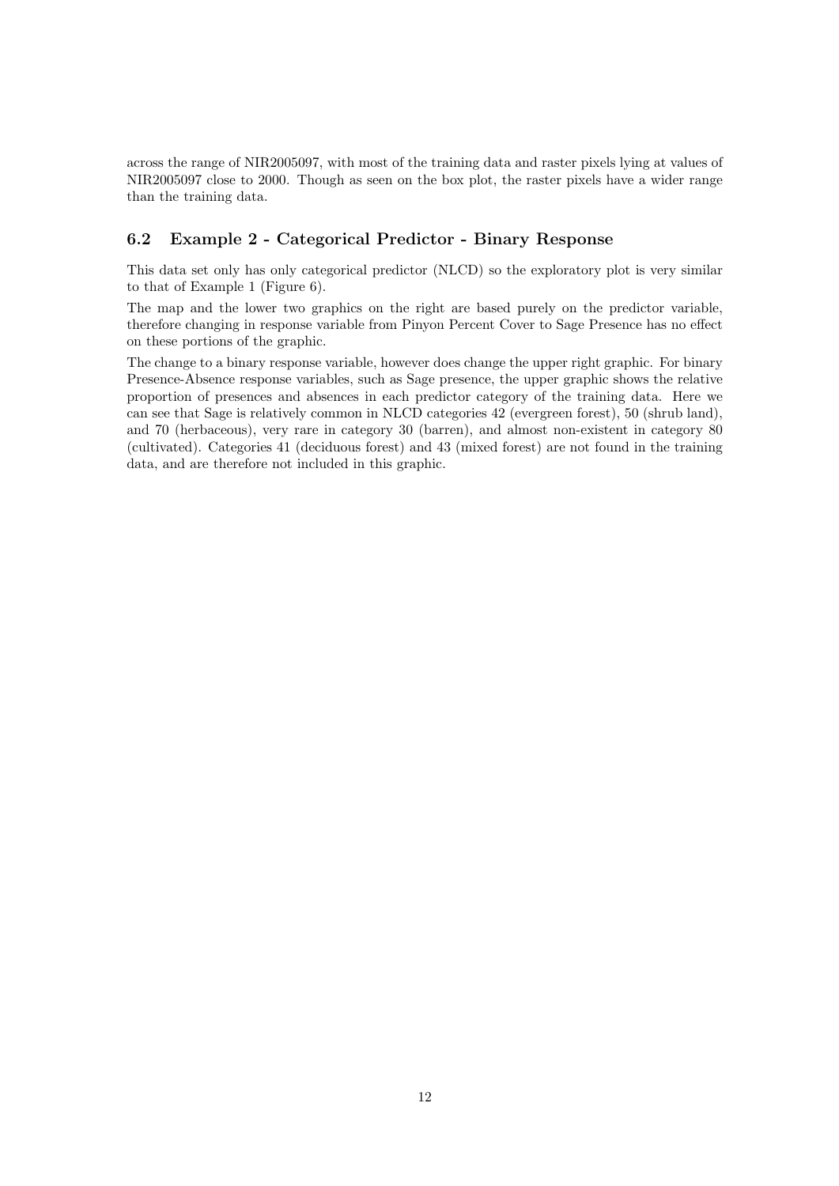across the range of NIR2005097, with most of the training data and raster pixels lying at values of NIR2005097 close to 2000. Though as seen on the box plot, the raster pixels have a wider range than the training data.

### 6.2 Example 2 - Categorical Predictor - Binary Response

This data set only has only categorical predictor (NLCD) so the exploratory plot is very similar to that of Example 1 (Figure 6).

The map and the lower two graphics on the right are based purely on the predictor variable, therefore changing in response variable from Pinyon Percent Cover to Sage Presence has no effect on these portions of the graphic.

The change to a binary response variable, however does change the upper right graphic. For binary Presence-Absence response variables, such as Sage presence, the upper graphic shows the relative proportion of presences and absences in each predictor category of the training data. Here we can see that Sage is relatively common in NLCD categories 42 (evergreen forest), 50 (shrub land), and 70 (herbaceous), very rare in category 30 (barren), and almost non-existent in category 80 (cultivated). Categories 41 (deciduous forest) and 43 (mixed forest) are not found in the training data, and are therefore not included in this graphic.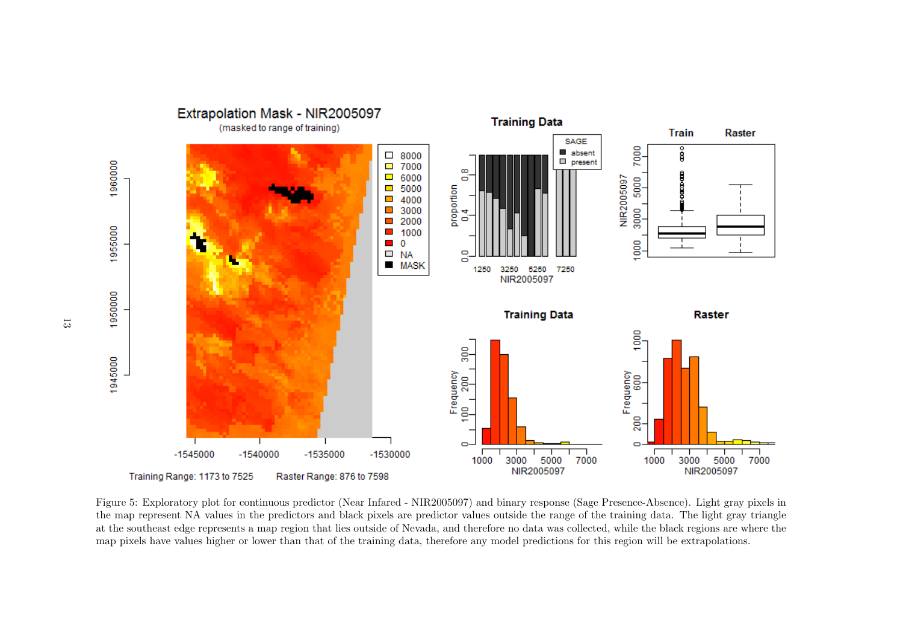Figure 5: Exploratory plot for continuous predictor (Near Infared - NIR2005097) and binary response (Sage Presence-Absence). Light gray pixels in the map represent NA values in the predictors and black pixels are predictor values outside the range of the training data. The light gray triangle at the southeast edge represents a map region that lies outside of Nevada, and therefore no data was collected, while the black regions are where the map pixels have values higher or lower than that of the training data, therefore any model predictions for this region will be extrapolations.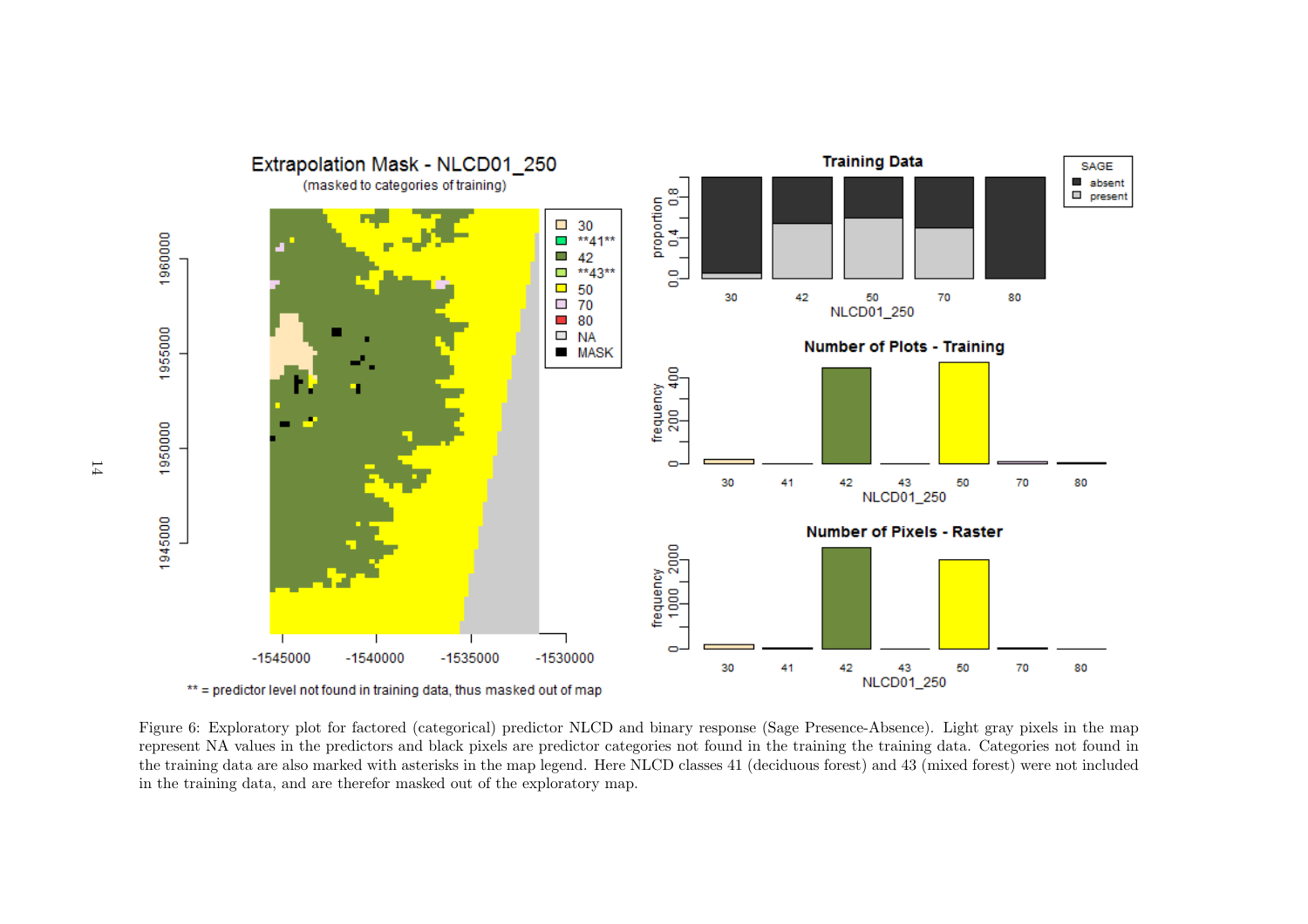Figure 6: Exploratory plot for factored (categorical) predictor NLCD and binary response (Sage Presence-Absence). Light gray pixels in the map represent NA values in the predictors and black pixels are predictor categories not found in the training the training data. Categories not found in the training data are also marked with asterisks in the map legend. Here NLCD classes 41 (deciduous forest) and 43 (mixed forest) were not included in the training data, and are therefor masked out of the exploratory map.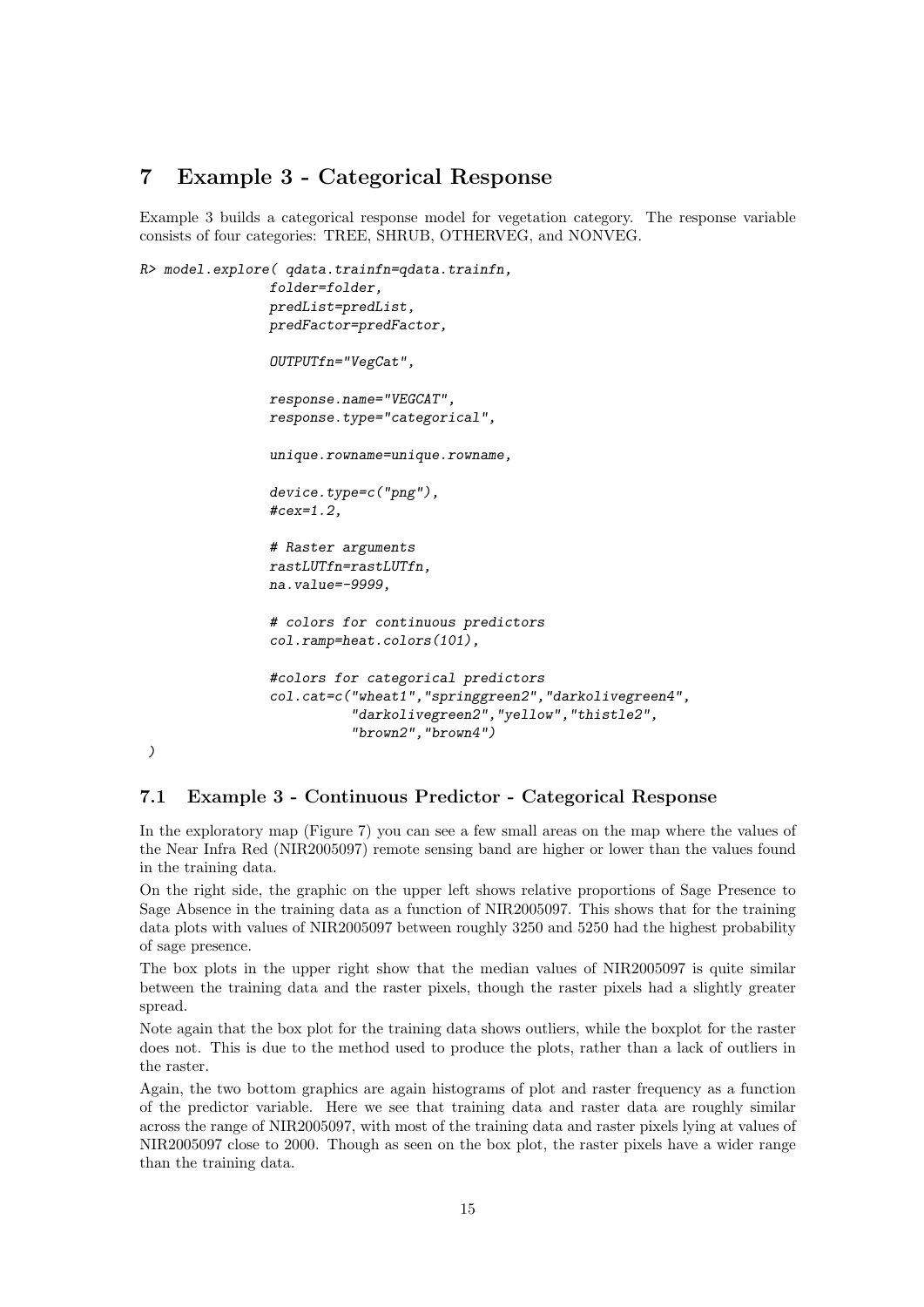# 7 Example 3 - Categorical Response

Example 3 builds a categorical response model for vegetation category. The response variable consists of four categories: TREE, SHRUB, OTHERVEG, and NONVEG.

```
R> model.explore( qdata.trainfn=qdata.trainfn,
               folder=folder,
               predList=predList,
               predFactor=predFactor,

               OUTPUTfn="VegCat",

               response.name="VEGCAT",
               response.type="categorical",

               unique.rowname=unique.rowname,

               device.type=c("png"),
               #cex=1.2,

               # Raster arguments
               rastLUTfn=rastLUTfn,
               na.value=-9999,

               # colors for continuous predictors
               col.ramp=heat.colors(101),

               #colors for categorical predictors
               col.cat=c("wheat1","springgreen2","darkolivegreen4",
                         "darkolivegreen2","yellow","thistle2",
                         "brown2","brown4")
)
```

## 7.1 Example 3 - Continuous Predictor - Categorical Response

In the exploratory map (Figure 7) you can see a few small areas on the map where the values of the Near Infra Red (NIR2005097) remote sensing band are higher or lower than the values found in the training data.

On the right side, the graphic on the upper left shows relative proportions of Sage Presence to Sage Absence in the training data as a function of NIR2005097. This shows that for the training data plots with values of NIR2005097 between roughly 3250 and 5250 had the highest probability of sage presence.

The box plots in the upper right show that the median values of NIR2005097 is quite similar between the training data and the raster pixels, though the raster pixels had a slightly greater spread.

Note again that the box plot for the training data shows outliers, while the boxplot for the raster does not. This is due to the method used to produce the plots, rather than a lack of outliers in the raster.

Again, the two bottom graphics are again histograms of plot and raster frequency as a function of the predictor variable. Here we see that training data and raster data are roughly similar across the range of NIR2005097, with most of the training data and raster pixels lying at values of NIR2005097 close to 2000. Though as seen on the box plot, the raster pixels have a wider range than the training data.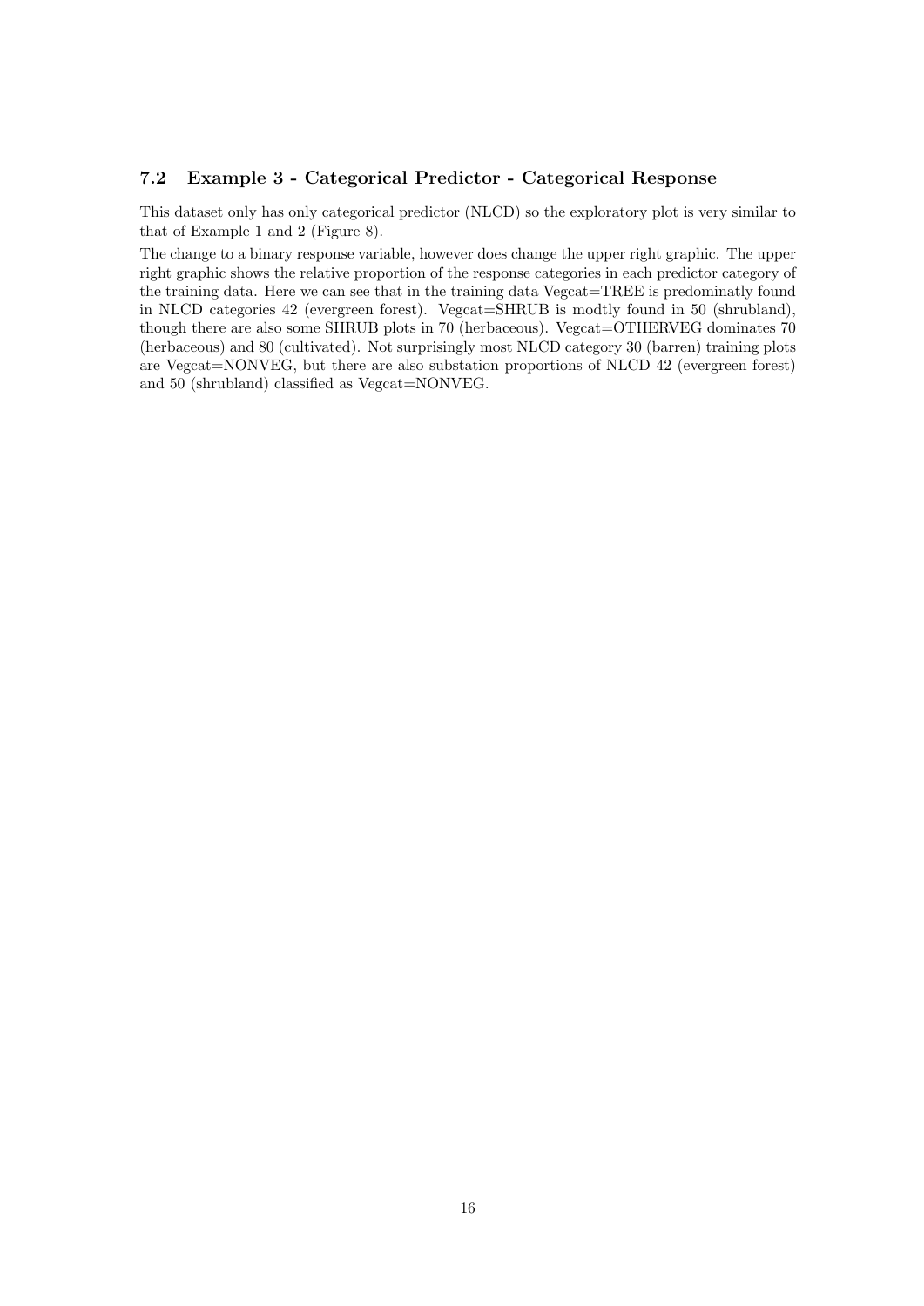### 7.2 Example 3 - Categorical Predictor - Categorical Response

This dataset only has only categorical predictor (NLCD) so the exploratory plot is very similar to that of Example 1 and 2 (Figure 8).

The change to a binary response variable, however does change the upper right graphic. The upper right graphic shows the relative proportion of the response categories in each predictor category of the training data. Here we can see that in the training data Vegcat=TREE is predominatly found in NLCD categories 42 (evergreen forest). Vegcat=SHRUB is modtly found in 50 (shrubland), though there are also some SHRUB plots in 70 (herbaceous). Vegcat=OTHERVEG dominates 70 (herbaceous) and 80 (cultivated). Not surprisingly most NLCD category 30 (barren) training plots are Vegcat=NONVEG, but there are also substation proportions of NLCD 42 (evergreen forest) and 50 (shrubland) classified as Vegcat=NONVEG.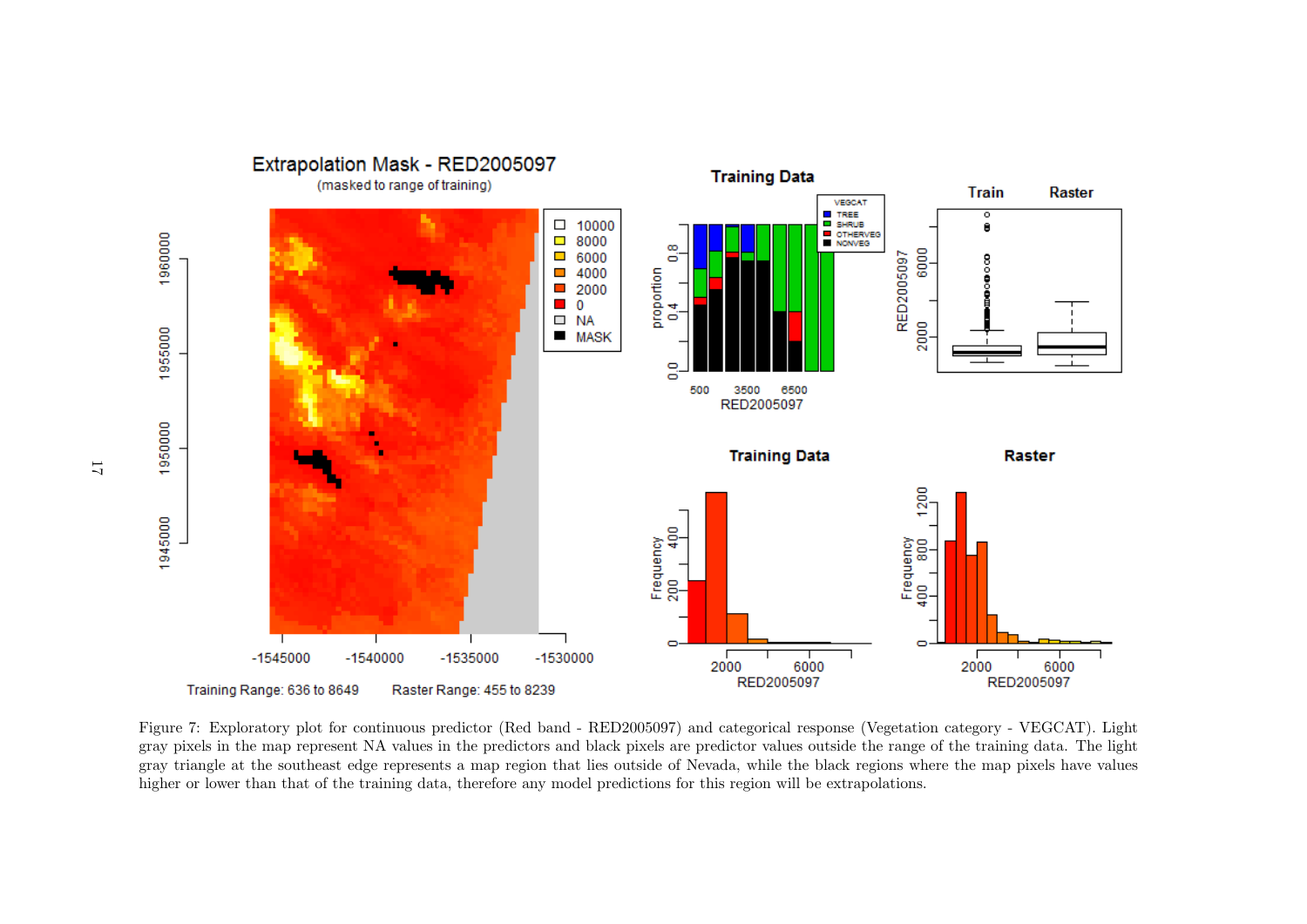Figure 7: Exploratory plot for continuous predictor (Red band - RED2005097) and categorical response (Vegetation category - VEGCAT). Light gray pixels in the map represent NA values in the predictors and black pixels are predictor values outside the range of the training data. The light gray triangle at the southeast edge represents a map region that lies outside of Nevada, while the black regions where the map pixels have values higher or lower than that of the training data, therefore any model predictions for this region will be extrapolations.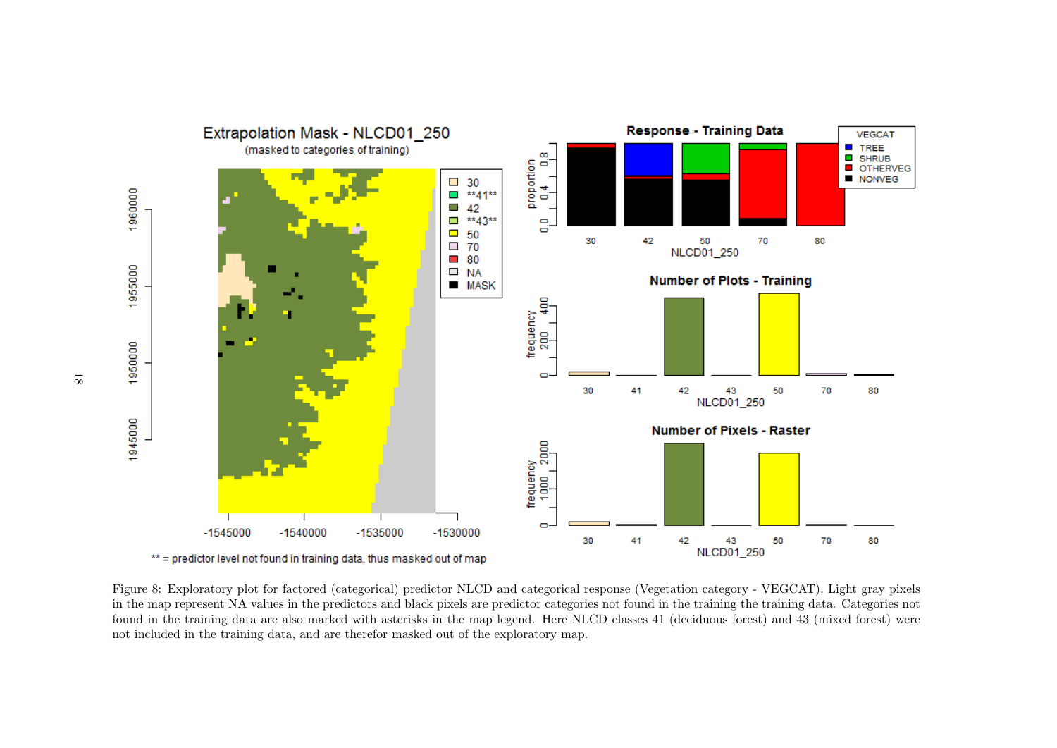Figure 8: Exploratory plot for factored (categorical) predictor NLCD and categorical response (Vegetation category - VEGCAT). Light gray pixels in the map represent NA values in the predictors and black pixels are predictor categories not found in the training the training data. Categories not found in the training data are also marked with asterisks in the map legend. Here NLCD classes 41 (deciduous forest) and 43 (mixed forest) were not included in the training data, and are therefor masked out of the exploratory map.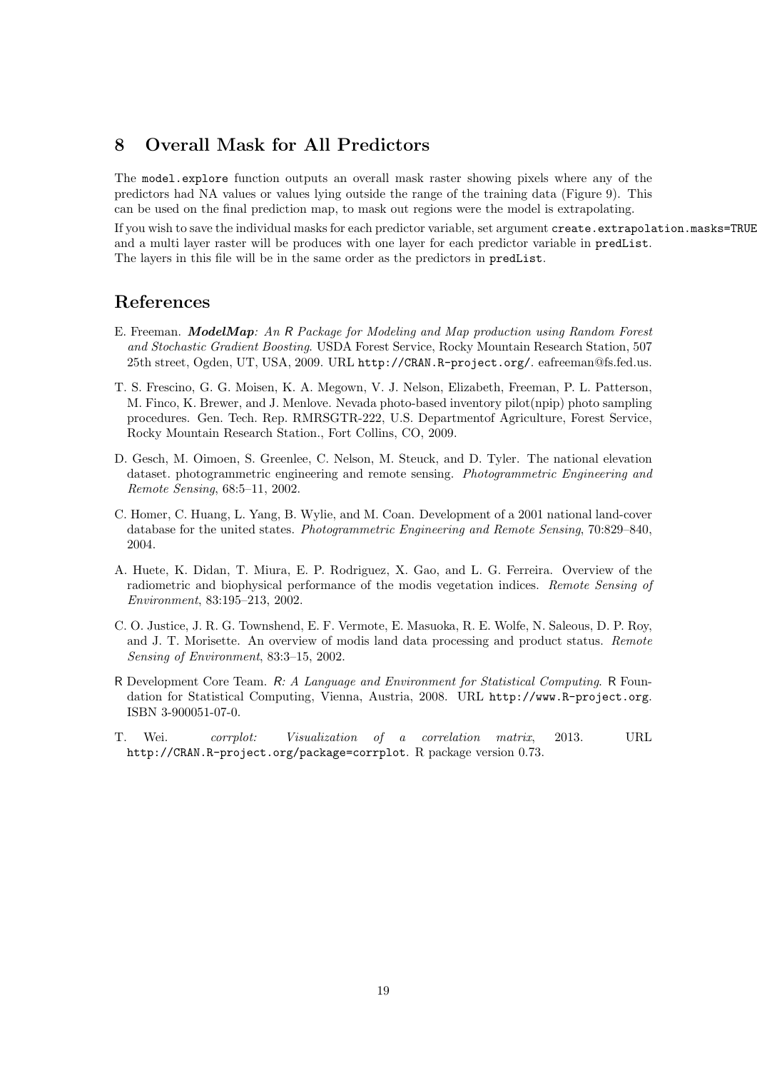## 8 Overall Mask for All Predictors

The `model.explore` function outputs an overall mask raster showing pixels where any of the predictors had NA values or values lying outside the range of the training data (Figure 9). This can be used on the final prediction map, to mask out regions were the model is extrapolating.

If you wish to save the individual masks for each predictor variable, set argument `create.extrapolation.masks=TRUE` and a multi layer raster will be produces with one layer for each predictor variable in `predList`. The layers in this file will be in the same order as the predictors in `predList`.

## References

E. Freeman. ***ModelMap****: An R Package for Modeling and Map production using Random Forest and Stochastic Gradient Boosting*. USDA Forest Service, Rocky Mountain Research Station, 507 25th street, Ogden, UT, USA, 2009. URL `http://CRAN.R-project.org/`. eafreeman@fs.fed.us.

T. S. Frescino, G. G. Moisen, K. A. Megown, V. J. Nelson, Elizabeth, Freeman, P. L. Patterson, M. Finco, K. Brewer, and J. Menlove. Nevada photo-based inventory pilot(npip) photo sampling procedures. Gen. Tech. Rep. RMRSGTR-222, U.S. Departmentof Agriculture, Forest Service, Rocky Mountain Research Station., Fort Collins, CO, 2009.

D. Gesch, M. Oimoen, S. Greenlee, C. Nelson, M. Steuck, and D. Tyler. The national elevation dataset. photogrammetric engineering and remote sensing. *Photogrammetric Engineering and Remote Sensing*, 68:5–11, 2002.

C. Homer, C. Huang, L. Yang, B. Wylie, and M. Coan. Development of a 2001 national land-cover database for the united states. *Photogrammetric Engineering and Remote Sensing*, 70:829–840, 2004.

A. Huete, K. Didan, T. Miura, E. P. Rodriguez, X. Gao, and L. G. Ferreira. Overview of the radiometric and biophysical performance of the modis vegetation indices. *Remote Sensing of Environment*, 83:195–213, 2002.

C. O. Justice, J. R. G. Townshend, E. F. Vermote, E. Masuoka, R. E. Wolfe, N. Saleous, D. P. Roy, and J. T. Morisette. An overview of modis land data processing and product status. *Remote Sensing of Environment*, 83:3–15, 2002.

R Development Core Team. *R: A Language and Environment for Statistical Computing*. R Foundation for Statistical Computing, Vienna, Austria, 2008. URL `http://www.R-project.org`. ISBN 3-900051-07-0.

T. Wei. *corrplot: Visualization of a correlation matrix*, 2013. URL `http://CRAN.R-project.org/package=corrplot`. R package version 0.73.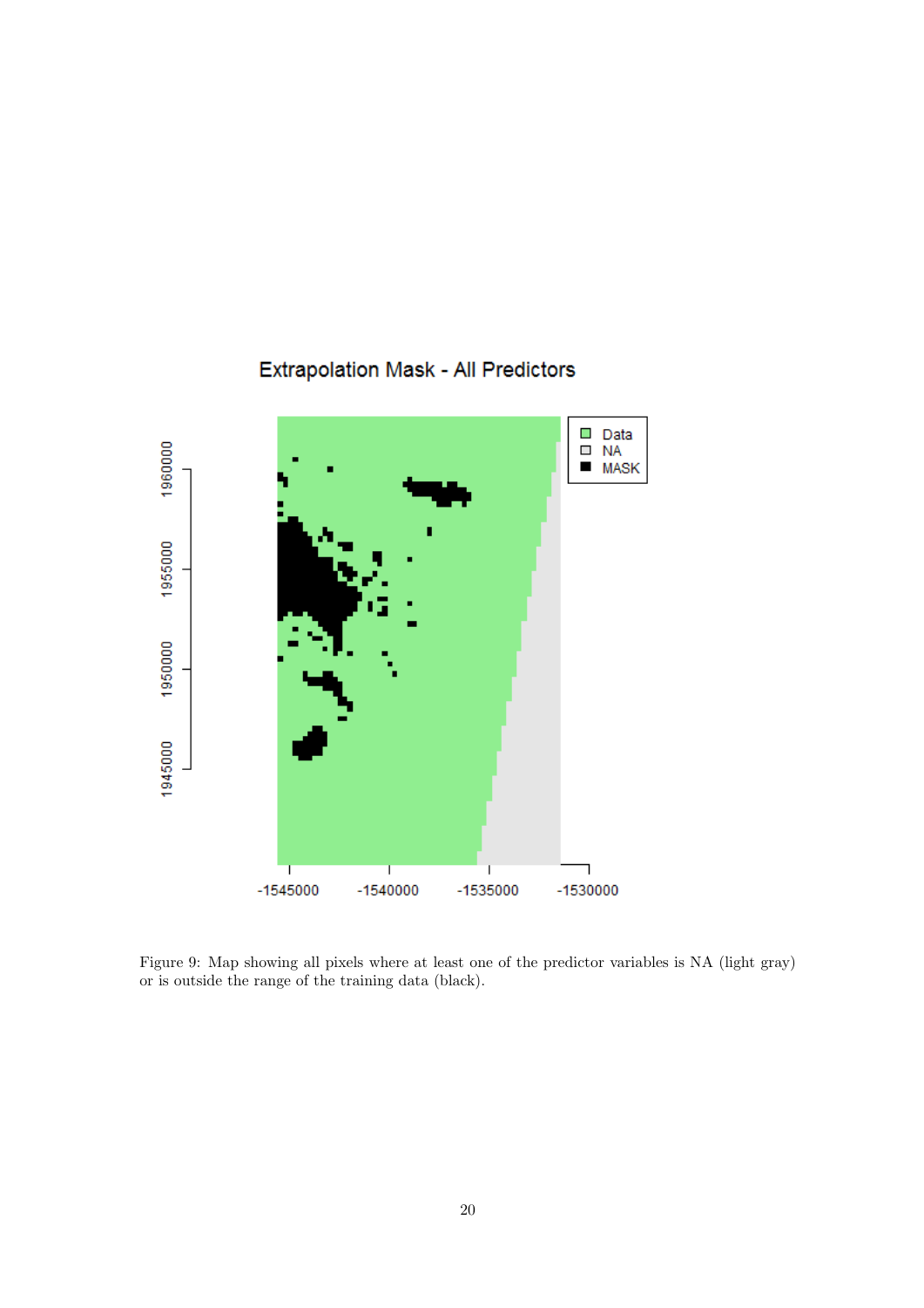Extrapolation Mask - All Predictors

Data
NA
MASK

1960000
1955000
1950000
1945000

-1545000
-1540000
-1535000
-1530000

Figure 9: Map showing all pixels where at least one of the predictor variables is NA (light gray) or is outside the range of the training data (black).